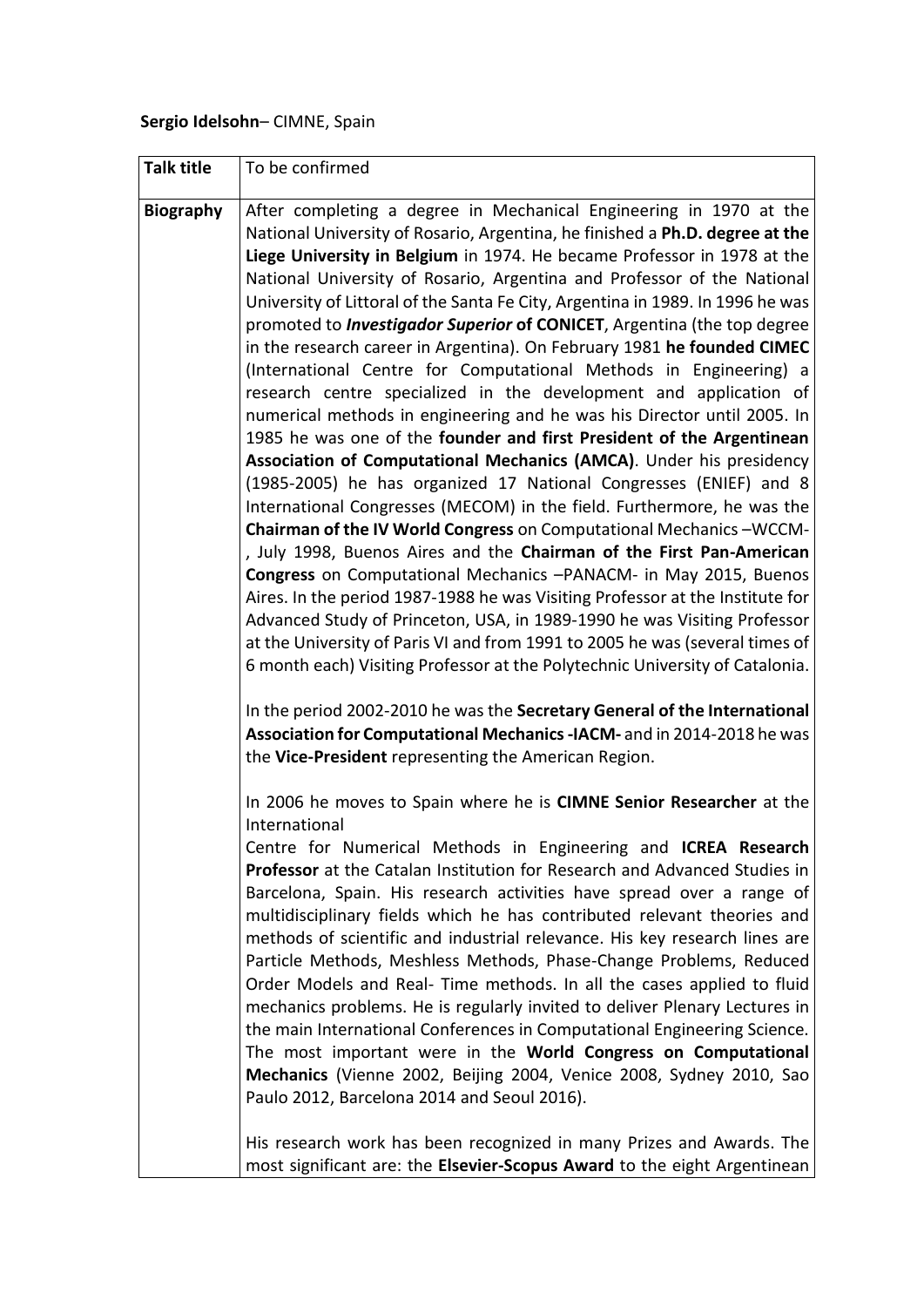**Sergio Idelsohn**– CIMNE, Spain

| **Talk title** | To be confirmed |
| --- | --- |
| **Biography** | After completing a degree in Mechanical Engineering in 1970 at the National University of Rosario, Argentina, he finished a **Ph.D. degree at the Liege University in Belgium** in 1974. He became Professor in 1978 at the National University of Rosario, Argentina and Professor of the National University of Littoral of the Santa Fe City, Argentina in 1989. In 1996 he was promoted to ***Investigador Superior* of CONICET**, Argentina (the top degree in the research career in Argentina). On February 1981 **he founded CIMEC** (International Centre for Computational Methods in Engineering) a research centre specialized in the development and application of numerical methods in engineering and he was his Director until 2005. In 1985 he was one of the **founder and first President of the Argentinean Association of Computational Mechanics (AMCA)**. Under his presidency (1985-2005) he has organized 17 National Congresses (ENIEF) and 8 International Congresses (MECOM) in the field. Furthermore, he was the **Chairman of the IV World Congress** on Computational Mechanics –WCCM- , July 1998, Buenos Aires and the **Chairman of the First Pan-American Congress** on Computational Mechanics –PANACM- in May 2015, Buenos Aires. In the period 1987-1988 he was Visiting Professor at the Institute for Advanced Study of Princeton, USA, in 1989-1990 he was Visiting Professor at the University of Paris VI and from 1991 to 2005 he was (several times of 6 month each) Visiting Professor at the Polytechnic University of Catalonia.<br><br>In the period 2002-2010 he was the **Secretary General of the International Association for Computational Mechanics -IACM-** and in 2014-2018 he was the **Vice-President** representing the American Region.<br><br>In 2006 he moves to Spain where he is **CIMNE Senior Researcher** at the International<br>Centre for Numerical Methods in Engineering and **ICREA Research Professor** at the Catalan Institution for Research and Advanced Studies in Barcelona, Spain. His research activities have spread over a range of multidisciplinary fields which he has contributed relevant theories and methods of scientific and industrial relevance. His key research lines are Particle Methods, Meshless Methods, Phase-Change Problems, Reduced Order Models and Real- Time methods. In all the cases applied to fluid mechanics problems. He is regularly invited to deliver Plenary Lectures in the main International Conferences in Computational Engineering Science. The most important were in the **World Congress on Computational Mechanics** (Vienne 2002, Beijing 2004, Venice 2008, Sydney 2010, Sao Paulo 2012, Barcelona 2014 and Seoul 2016).<br><br>His research work has been recognized in many Prizes and Awards. The most significant are: the **Elsevier-Scopus Award** to the eight Argentinean |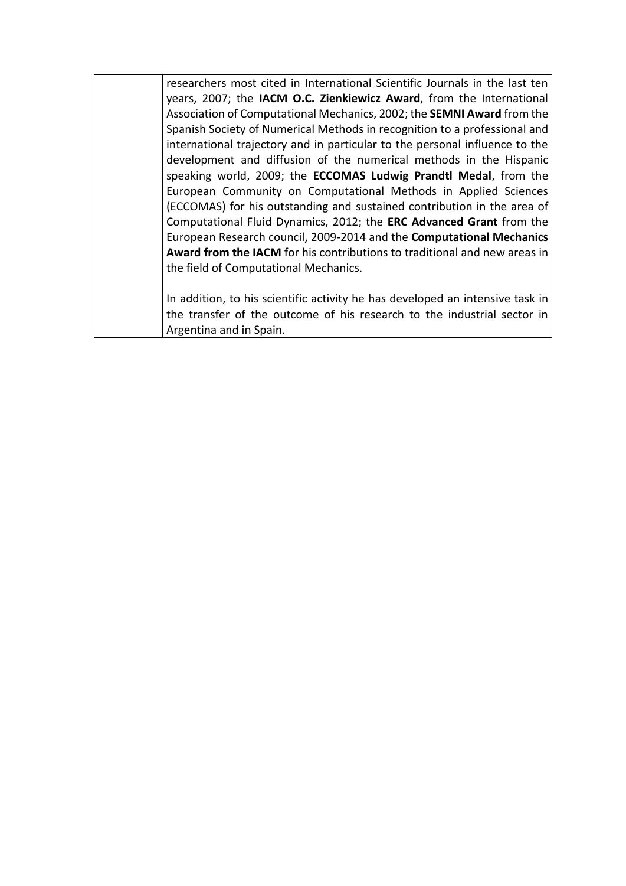| | |
|---|---|
| | researchers most cited in International Scientific Journals in the last ten years, 2007; the **IACM O.C. Zienkiewicz Award**, from the International Association of Computational Mechanics, 2002; the **SEMNI Award** from the Spanish Society of Numerical Methods in recognition to a professional and international trajectory and in particular to the personal influence to the development and diffusion of the numerical methods in the Hispanic speaking world, 2009; the **ECCOMAS Ludwig Prandtl Medal**, from the European Community on Computational Methods in Applied Sciences (ECCOMAS) for his outstanding and sustained contribution in the area of Computational Fluid Dynamics, 2012; the **ERC Advanced Grant** from the European Research council, 2009-2014 and the **Computational Mechanics Award from the IACM** for his contributions to traditional and new areas in the field of Computational Mechanics.<br><br>In addition, to his scientific activity he has developed an intensive task in the transfer of the outcome of his research to the industrial sector in Argentina and in Spain. |